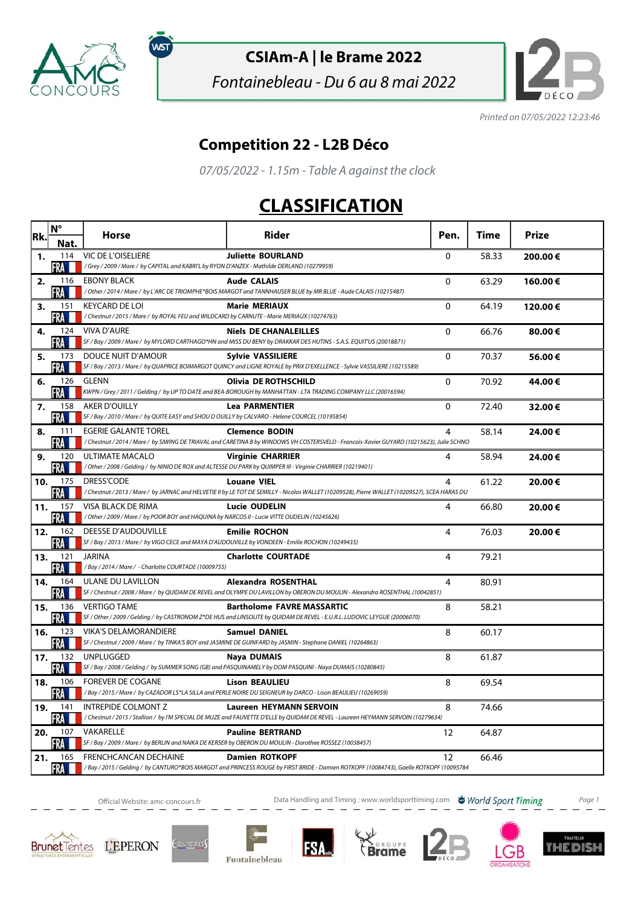# CSIAm-A | le Brame 2022

*Fontainebleau - Du 6 au 8 mai 2022*

*Printed on 07/05/2022 12:23:46*

## Competition 22 - L2B Déco

*07/05/2022 - 1.15m - Table A against the clock*

## CLASSIFICATION

| Rk. | N° Nat. | Horse | Rider | Pen. | Time | Prize |
|---|---|---|---|---|---|---|
| 1. | 114 FRA | VIC DE L'OISELIERE *[/ Grey / 2009 / Mare / by CAPITAL and KABRI'L by RYON D'ANZEX - Mathilde DERLAND (10279959)]* | **Juliette BOURLAND** | 0 | 58.33 | **200.00 €** |
| 2. | 116 FRA | EBONY BLACK *[/ Other / 2014 / Mare / by L'ARC DE TRIOMPHE*BOIS MARGOT and TANNHAUSER BLUE by MR BLUE - Aude CALAIS (10215487)]* | **Aude CALAIS** | 0 | 63.29 | **160.00 €** |
| 3. | 151 FRA | KEYCARD DE LOI *[/ Chestnut / 2015 / Mare / by ROYAL FEU and WILDCARD by CARNUTE - Marie MERIAUX (10274763)]* | **Marie MERIAUX** | 0 | 64.19 | **120.00 €** |
| 4. | 124 FRA | VIVA D'AURE *[SF / Bay / 2009 / Mare / by MYLORD CARTHAGO*HN and MISS DU BENY by DRAKKAR DES HUTINS - S.A.S. EQUIT'US (20018871)]* | **Niels DE CHANALEILLES** | 0 | 66.76 | **80.00 €** |
| 5. | 173 FRA | DOUCE NUIT D'AMOUR *[SF / Bay / 2013 / Mare / by QUAPRICE BOIMARGOT QUINCY and LIGNE ROYALE by PRIX D'EXCELLENCE - Sylvie VASSILIERE (10215589)]* | **Sylvie VASSILIERE** | 0 | 70.37 | **56.00 €** |
| 6. | 126 FRA | GLENN *[KWPN / Grey / 2011 / Gelding / by UP TO DATE and BEA-BOROUGH by MANHATTAN - LTA TRADING COMPANY LLC (20016594)]* | **Olivia DE ROTHSCHILD** | 0 | 70.92 | **44.00 €** |
| 7. | 158 FRA | AKER D'OUILLY *[SF / Bay / 2010 / Mare / by QUITE EASY and SHOU D OUILLY by CALVARO - Helene COURCEL (10195854)]* | **Lea PARMENTIER** | 0 | 72.40 | **32.00 €** |
| 8. | 111 FRA | EGERIE GALANTE TOREL *[/ Chestnut / 2014 / Mare / by SIWING DE TRIAVAL and CARETINA B by WINDOWS VH COSTERSVELD - Francois-Xavier GUYARD (10215623), Julie SCHNO]* | **Clemence BODIN** | 4 | 58.14 | **24.00 €** |
| 9. | 120 FRA | ULTIMATE MACALO *[/ Other / 2008 / Gelding / by NINIO DE ROX and ALTESSE DU PARK by QUIMPER III - Virginie CHARRIER (10219401)]* | **Virginie CHARRIER** | 4 | 58.94 | **24.00 €** |
| 10. | 175 FRA | DRESS'CODE *[/ Chestnut / 2013 / Mare / by JARNAC and HELVETIE II by LE TOT DE SEMILLY - Nicolas WALLET (10209528), Pierre WALLET (10209527), SCEA HARAS DU]* | **Louane VIEL** | 4 | 61.22 | **20.00 €** |
| 11. | 157 FRA | VISA BLACK DE RIMA *[/ Other / 2009 / Mare / by POOR BOY and HAQUINA by NARCOS II - Lucie VITTE OUDELIN (10245626)]* | **Lucie OUDELIN** | 4 | 66.80 | **20.00 €** |
| 12. | 162 FRA | DEESSE D'AUDOUVILLE *[SF / Bay / 2013 / Mare / by VIGO CECE and MAYA D'AUDOUVILLE by VONDEEN - Emilie ROCHON (10249435)]* | **Emilie ROCHON** | 4 | 76.03 | **20.00 €** |
| 13. | 121 FRA | JARINA *[/ Bay / 2014 / Mare / - Charlotte COURTADE (10009755)]* | **Charlotte COURTADE** | 4 | 79.21 | |
| 14. | 164 FRA | ULANE DU LAVILLON *[SF / Chestnut / 2008 / Mare / by QUIDAM DE REVEL and OLYMPE DU LAVILLON by OBERON DU MOULIN - Alexandra ROSENTHAL (10042851)]* | **Alexandra ROSENTHAL** | 4 | 80.91 | |
| 15. | 136 FRA | VERTIGO TAME *[SF / Other / 2009 / Gelding / by CASTRONOM Z*DE HUS and LINSOLITE by QUIDAM DE REVEL - E.U.R.L. LUDOVIC LEYGUE (20006070)]* | **Bartholome FAVRE MASSARTIC** | 8 | 58.21 | |
| 16. | 123 FRA | VIKA'S DELAMORANDIERE *[SF / Chestnut / 2009 / Mare / by TINKA'S BOY and JASMINE DE GUINFARD by JASMIN - Stephane DANIEL (10264863)]* | **Samuel DANIEL** | 8 | 60.17 | |
| 17. | 132 FRA | UNPLUGGED *[SF / Bay / 2008 / Gelding / by SUMMER SONG (GB) and PASQUINAMELY by DOM PASQUINI - Naya DUMAIS (10280845)]* | **Naya DUMAIS** | 8 | 61.87 | |
| 18. | 106 FRA | FOREVER DE COGANE *[/ Bay / 2015 / Mare / by CAZADOR LS*LA SILLA and PERLE NOIRE DU SEIGNEUR by DARCO - Lison BEAULIEU (10269059)]* | **Lison BEAULIEU** | 8 | 69.54 | |
| 19. | 141 FRA | INTREPIDE COLMONT Z *[/ Chestnut / 2015 / Stallion / by I'M SPECIAL DE MUZE and FAUVETTE D'ELLE by QUIDAM DE REVEL - Laureen HEYMANN SERVOIN (10279634)]* | **Laureen HEYMANN SERVOIN** | 8 | 74.66 | |
| 20. | 107 FRA | VAKARELLE *[SF / Bay / 2009 / Mare / by BERLIN and NAIKA DE KERSER by OBERON DU MOULIN - Dorothee ROSSEZ (10038457)]* | **Pauline BERTRAND** | 12 | 64.87 | |
| 21. | 165 FRA | FRENCHCANCAN DECHAINE *[/ Bay / 2015 / Gelding / by CANTURO*BOIS MARGOT and PRINCESS ROUGE by FIRST BRIDE - Damien ROTKOPF (10084743), Gaelle ROTKOPF (10095784]* | **Damien ROTKOPF** | 12 | 66.46 | |

Official Website: amc-concours.fr — Data Handling and Timing : www.worldsporttiming.com — World Sport Timing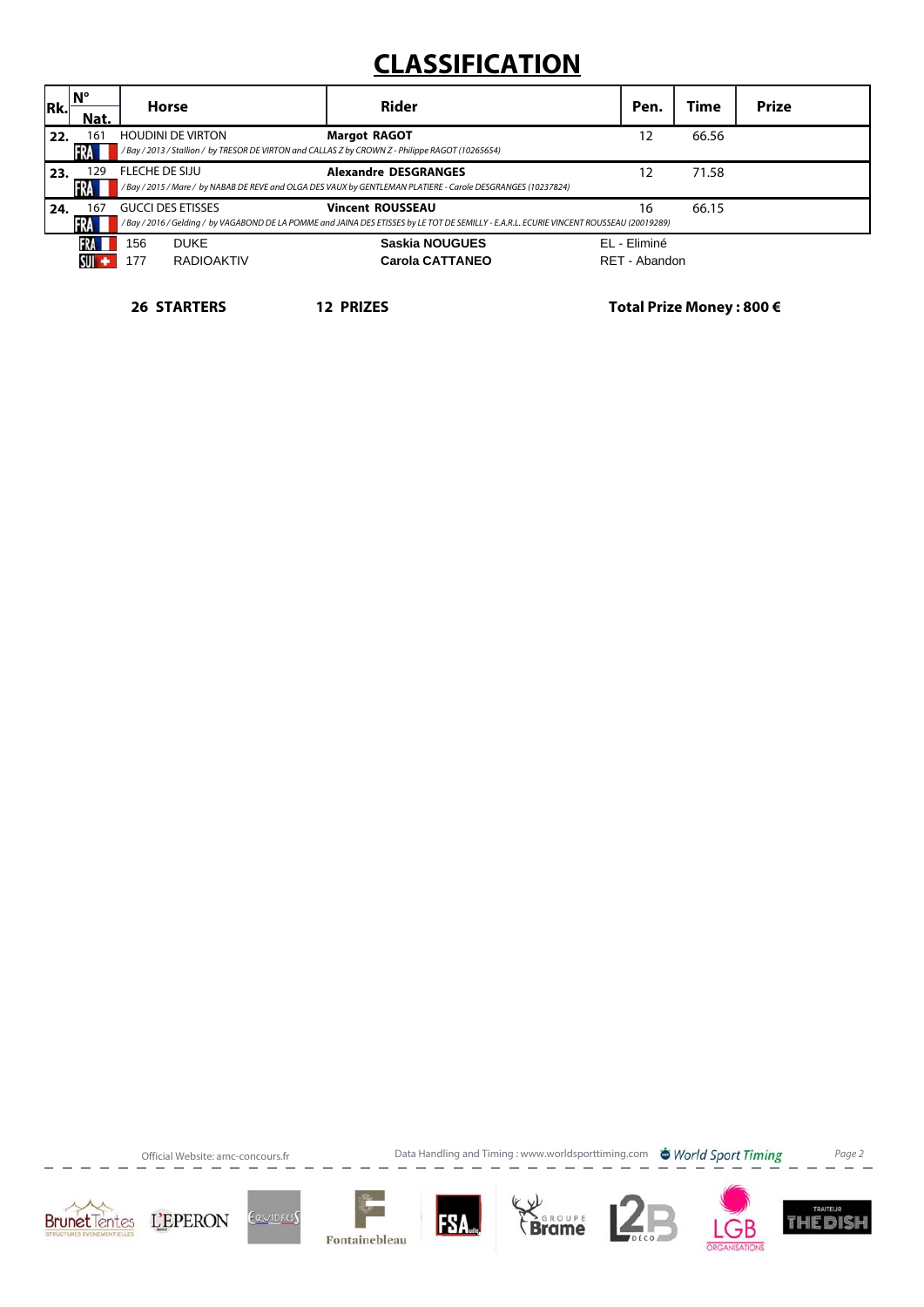# CLASSIFICATION

| Rk. | N° Nat. | Horse | Rider | Pen. | Time | Prize |
|---|---|---|---|---|---|---|
| 22. | 161 FRA | HOUDINI DE VIRTON<br>*/ Bay / 2013 / Stallion / by TRESOR DE VIRTON and CALLAS Z by CROWN Z - Philippe RAGOT (10265654)* | **Margot RAGOT** | 12 | 66.56 | |
| 23. | 129 FRA | FLECHE DE SIJU<br>*/ Bay / 2015 / Mare / by NABAB DE REVE and OLGA DES VAUX by GENTLEMAN PLATIERE - Carole DESGRANGES (10237824)* | **Alexandre DESGRANGES** | 12 | 71.58 | |
| 24. | 167 FRA | GUCCI DES ETISSES<br>*/ Bay / 2016 / Gelding / by VAGABOND DE LA POMME and JAINA DES ETISSES by LE TOT DE SEMILLY - E.A.R.L. ECURIE VINCENT ROUSSEAU (20019289)* | **Vincent ROUSSEAU** | 16 | 66.15 | |
| | FRA 156 | DUKE | **Saskia NOUGUES** | EL - Eliminé | | |
| | SUI 177 | RADIOAKTIV | **Carola CATTANEO** | RET - Abandon | | |

**26 STARTERS** **12 PRIZES** **Total Prize Money : 800 €**

Official Website: amc-concours.fr

Data Handling and Timing : www.worldsporttiming.com World Sport Timing